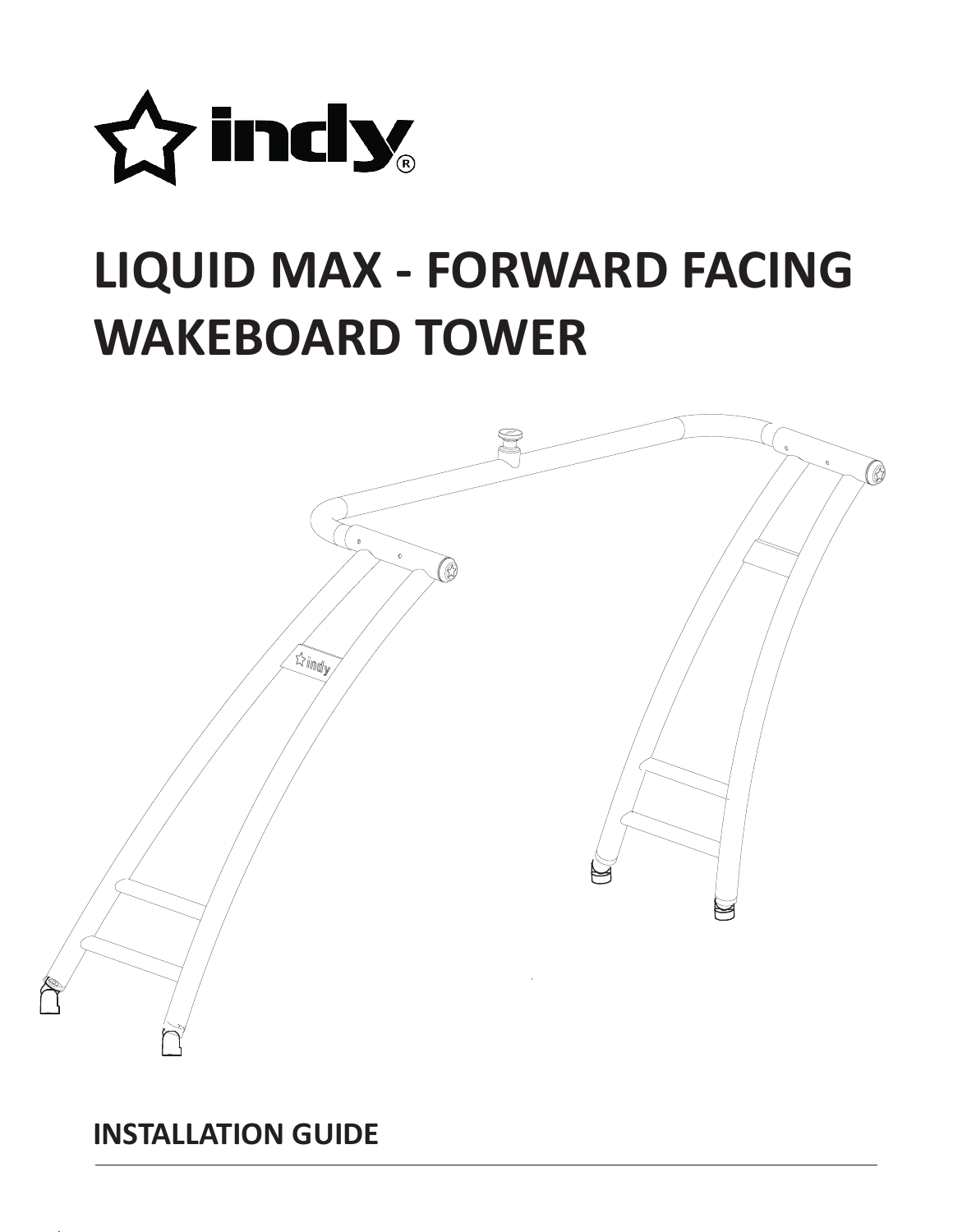# LIQUID MAX - FORWARD FACING WAKEBOARD TOWER

## INSTALLATION GUIDE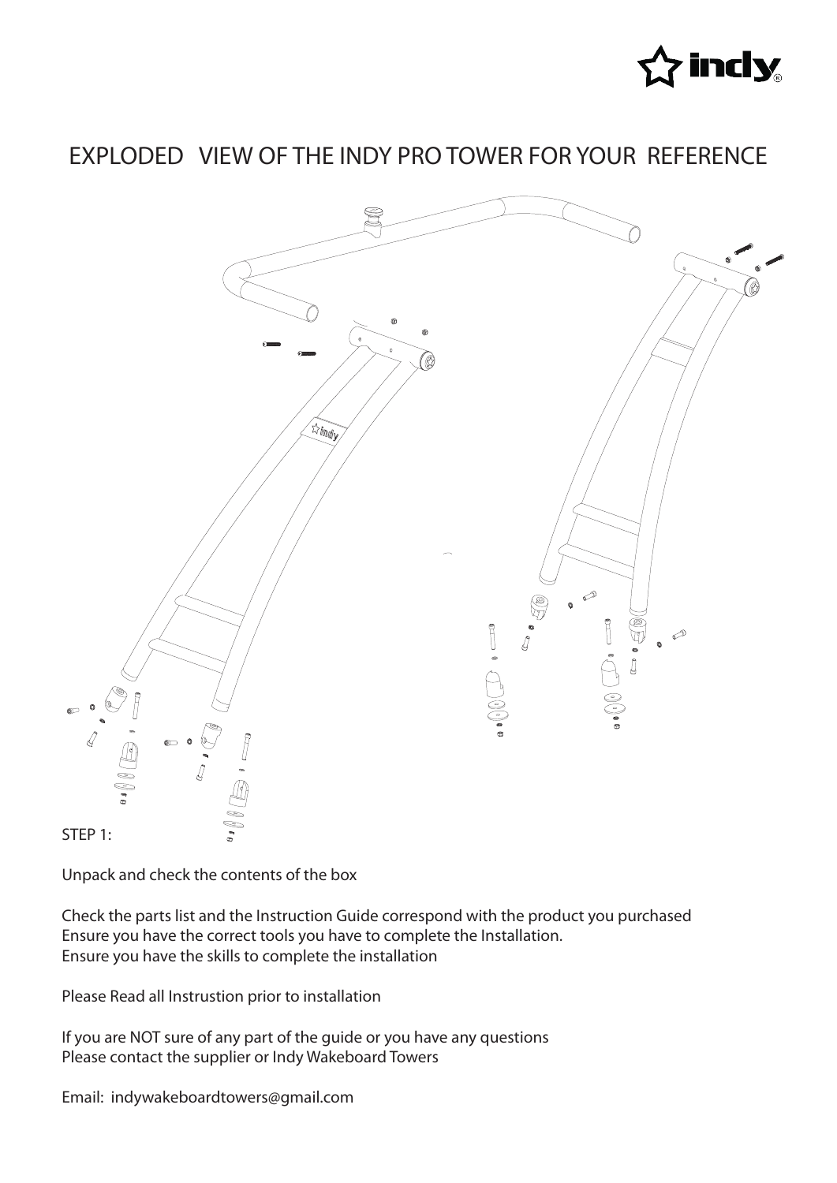# EXPLODED VIEW OF THE INDY PRO TOWER FOR YOUR REFERENCE

STEP 1:

Unpack and check the contents of the box

Check the parts list and the Instruction Guide correspond with the product you purchased
Ensure you have the correct tools you have to complete the Installation.
Ensure you have the skills to complete the installation

Please Read all Instrustion prior to installation

If you are NOT sure of any part of the guide or you have any questions
Please contact the supplier or Indy Wakeboard Towers

Email: indywakeboardtowers@gmail.com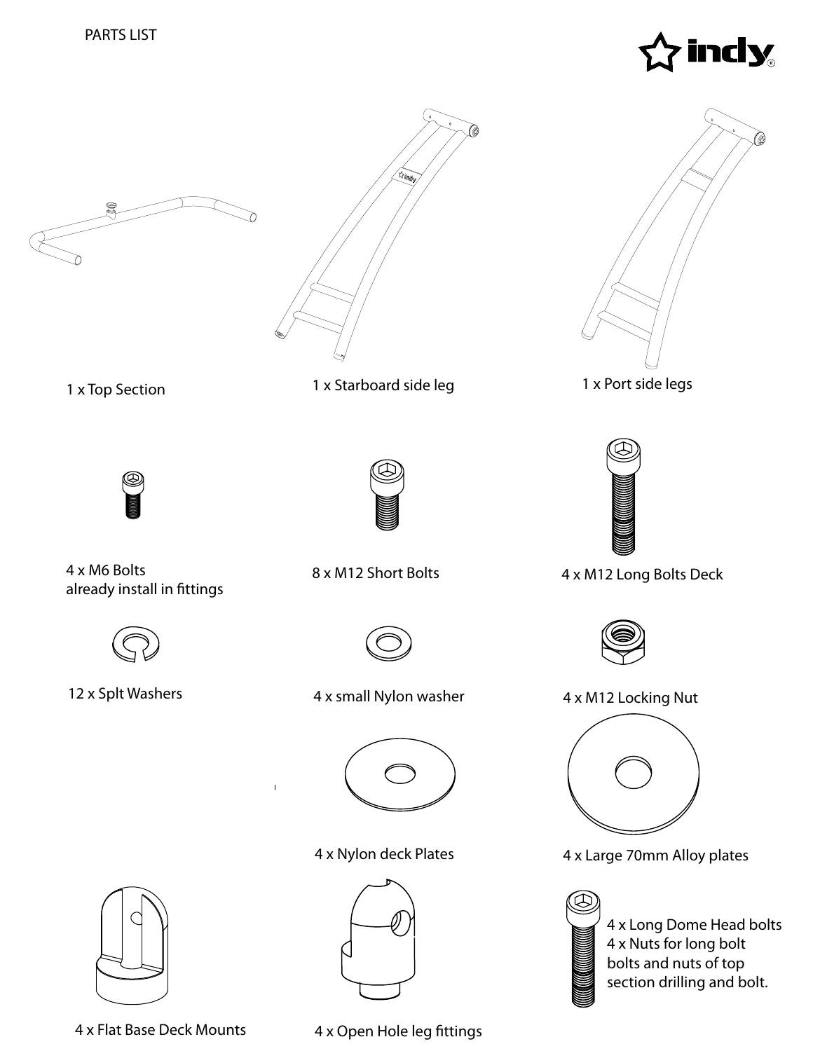PARTS LIST

1 x Top Section

1 x Starboard side leg

1 x Port side legs

4 x M6 Bolts
already install in fittings

8 x M12 Short Bolts

4 x M12 Long Bolts Deck

12 x Splt Washers

4 x small Nylon washer

4 x M12 Locking Nut

4 x Nylon deck Plates

4 x Large 70mm Alloy plates

4 x Long Dome Head bolts
4 x Nuts for long bolt
bolts and nuts of top
section drilling and bolt.

4 x Flat Base Deck Mounts

4 x Open Hole leg fittings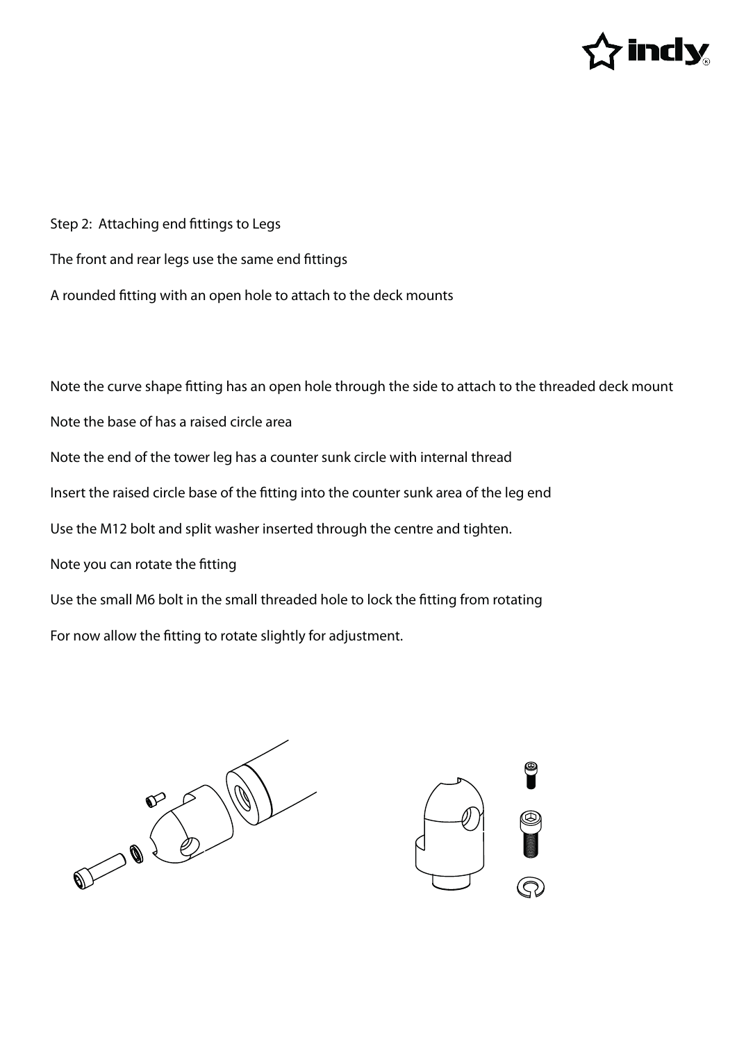Step 2: Attaching end fittings to Legs

The front and rear legs use the same end fittings

A rounded fitting with an open hole to attach to the deck mounts

Note the curve shape fitting has an open hole through the side to attach to the threaded deck mount

Note the base of has a raised circle area

Note the end of the tower leg has a counter sunk circle with internal thread

Insert the raised circle base of the fitting into the counter sunk area of the leg end

Use the M12 bolt and split washer inserted through the centre and tighten.

Note you can rotate the fitting

Use the small M6 bolt in the small threaded hole to lock the fitting from rotating

For now allow the fitting to rotate slightly for adjustment.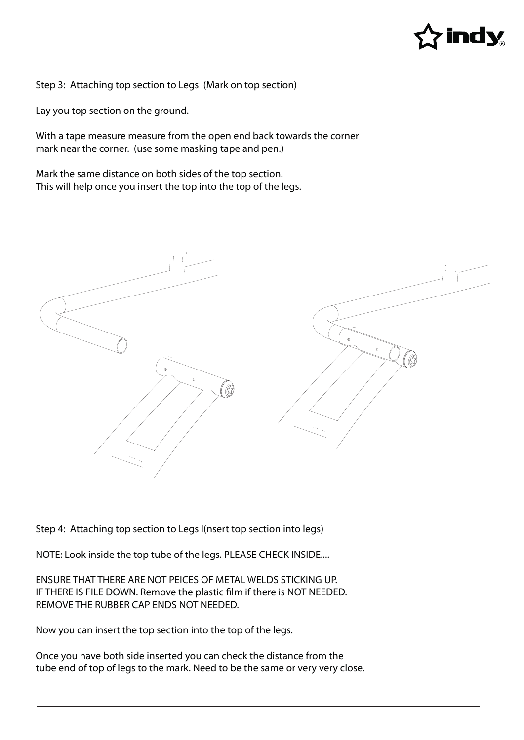Step 3: Attaching top section to Legs (Mark on top section)

Lay you top section on the ground.

With a tape measure measure from the open end back towards the corner mark near the corner. (use some masking tape and pen.)

Mark the same distance on both sides of the top section.
This will help once you insert the top into the top of the legs.

Step 4: Attaching top section to Legs I(nsert top section into legs)

NOTE: Look inside the top tube of the legs. PLEASE CHECK INSIDE....

ENSURE THAT THERE ARE NOT PEICES OF METAL WELDS STICKING UP.
IF THERE IS FILE DOWN. Remove the plastic film if there is NOT NEEDED.
REMOVE THE RUBBER CAP ENDS NOT NEEDED.

Now you can insert the top section into the top of the legs.

Once you have both side inserted you can check the distance from the tube end of top of legs to the mark. Need to be the same or very very close.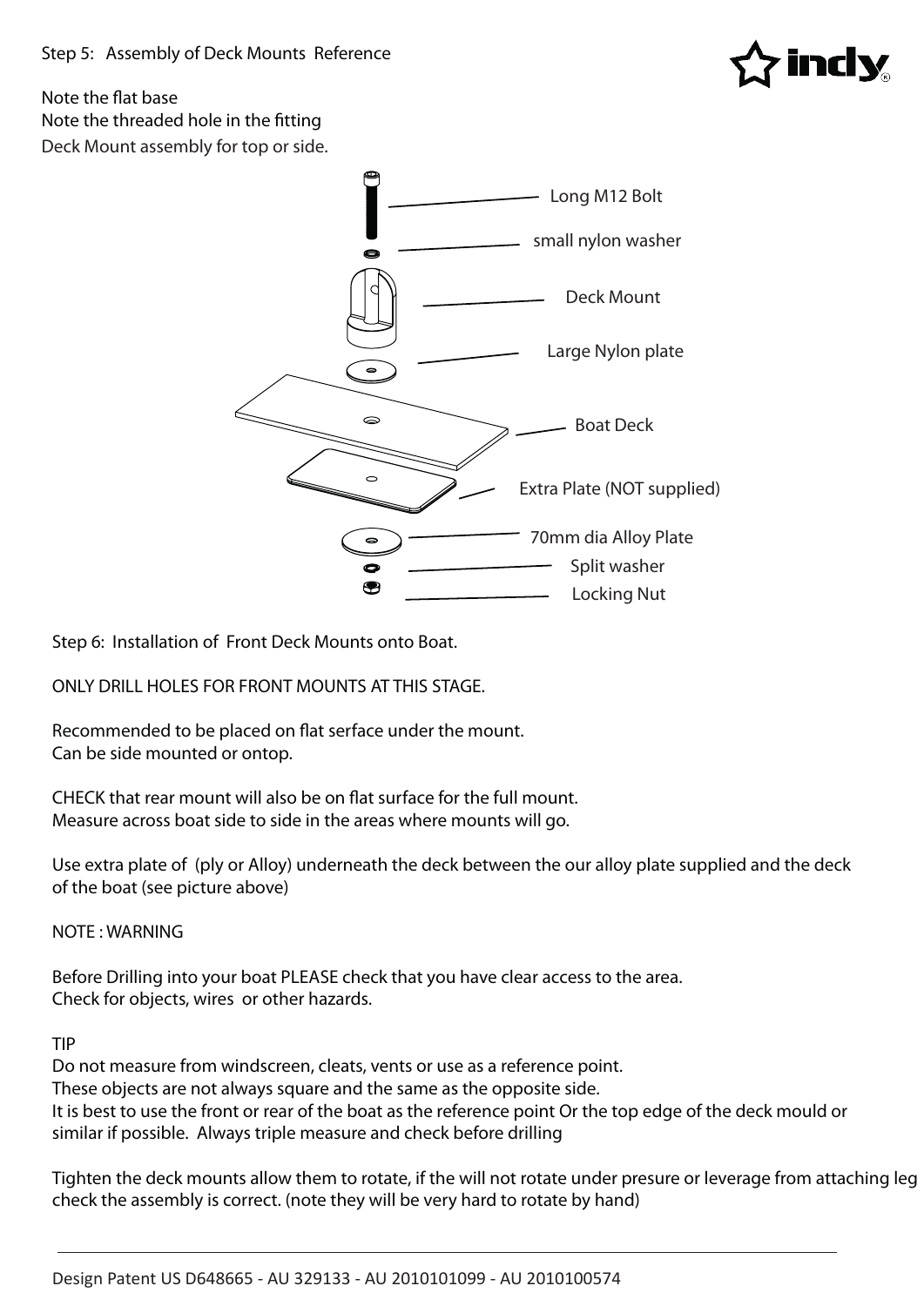Step 5: Assembly of Deck Mounts Reference

Note the flat base
Note the threaded hole in the fitting
Deck Mount assembly for top or side.

Long M12 Bolt

small nylon washer

Deck Mount

Large Nylon plate

Boat Deck

Extra Plate (NOT supplied)

70mm dia Alloy Plate

Split washer

Locking Nut

Step 6: Installation of Front Deck Mounts onto Boat.

ONLY DRILL HOLES FOR FRONT MOUNTS AT THIS STAGE.

Recommended to be placed on flat serface under the mount.
Can be side mounted or ontop.

CHECK that rear mount will also be on flat surface for the full mount.
Measure across boat side to side in the areas where mounts will go.

Use extra plate of (ply or Alloy) underneath the deck between the our alloy plate supplied and the deck of the boat (see picture above)

NOTE : WARNING

Before Drilling into your boat PLEASE check that you have clear access to the area.
Check for objects, wires or other hazards.

TIP
Do not measure from windscreen, cleats, vents or use as a reference point.
These objects are not always square and the same as the opposite side.
It is best to use the front or rear of the boat as the reference point Or the top edge of the deck mould or similar if possible. Always triple measure and check before drilling

Tighten the deck mounts allow them to rotate, if the will not rotate under presure or leverage from attaching leg check the assembly is correct. (note they will be very hard to rotate by hand)

Design Patent US D648665 - AU 329133 - AU 2010101099 - AU 2010100574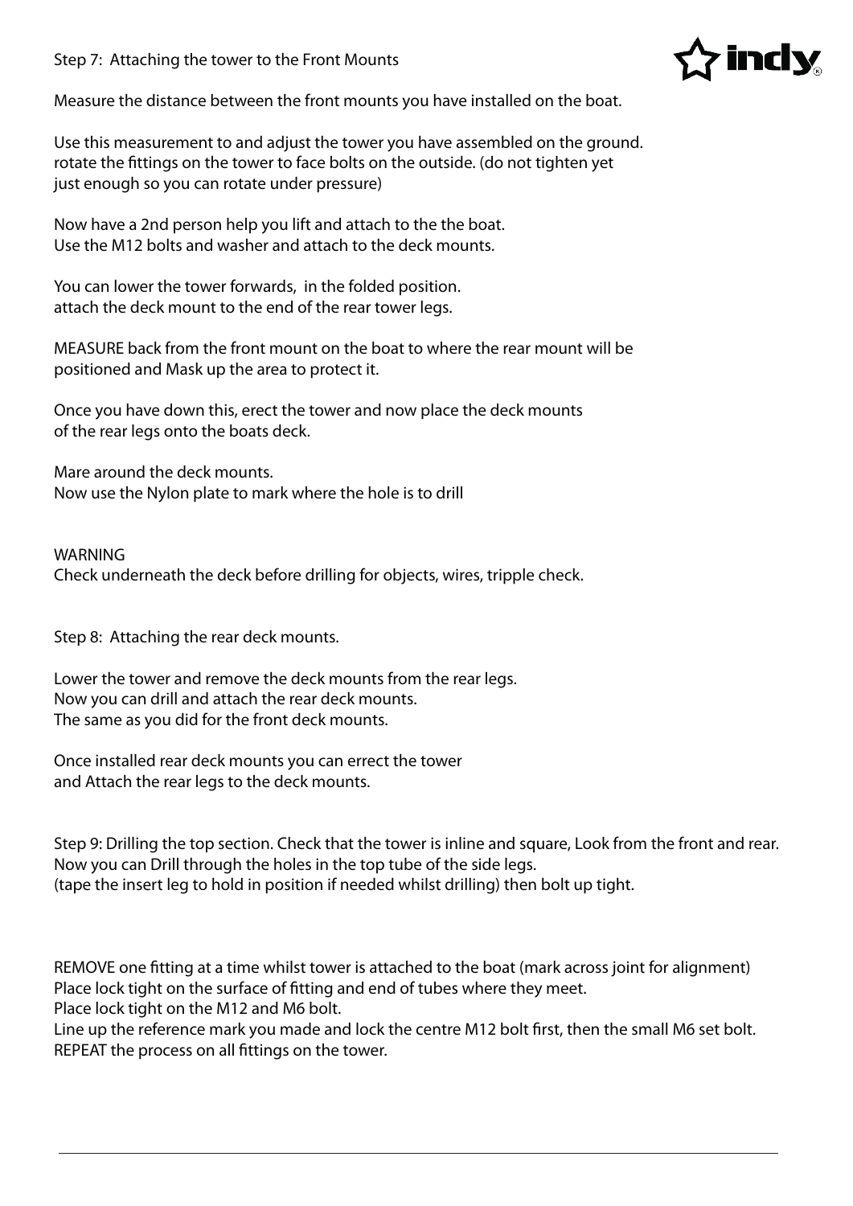## Step 7: Attaching the tower to the Front Mounts

Measure the distance between the front mounts you have installed on the boat.

Use this measurement to and adjust the tower you have assembled on the ground.
rotate the fittings on the tower to face bolts on the outside. (do not tighten yet
just enough so you can rotate under pressure)

Now have a 2nd person help you lift and attach to the the boat.
Use the M12 bolts and washer and attach to the deck mounts.

You can lower the tower forwards, in the folded position.
attach the deck mount to the end of the rear tower legs.

MEASURE back from the front mount on the boat to where the rear mount will be
positioned and Mask up the area to protect it.

Once you have down this, erect the tower and now place the deck mounts
of the rear legs onto the boats deck.

Mare around the deck mounts.
Now use the Nylon plate to mark where the hole is to drill

WARNING
Check underneath the deck before drilling for objects, wires, tripple check.

## Step 8: Attaching the rear deck mounts.

Lower the tower and remove the deck mounts from the rear legs.
Now you can drill and attach the rear deck mounts.
The same as you did for the front deck mounts.

Once installed rear deck mounts you can errect the tower
and Attach the rear legs to the deck mounts.

## Step 9: Drilling the top section.

Check that the tower is inline and square, Look from the front and rear.
Now you can Drill through the holes in the top tube of the side legs.
(tape the insert leg to hold in position if needed whilst drilling) then bolt up tight.

REMOVE one fitting at a time whilst tower is attached to the boat (mark across joint for alignment)
Place lock tight on the surface of fitting and end of tubes where they meet.
Place lock tight on the M12 and M6 bolt.
Line up the reference mark you made and lock the centre M12 bolt first, then the small M6 set bolt.
REPEAT the process on all fittings on the tower.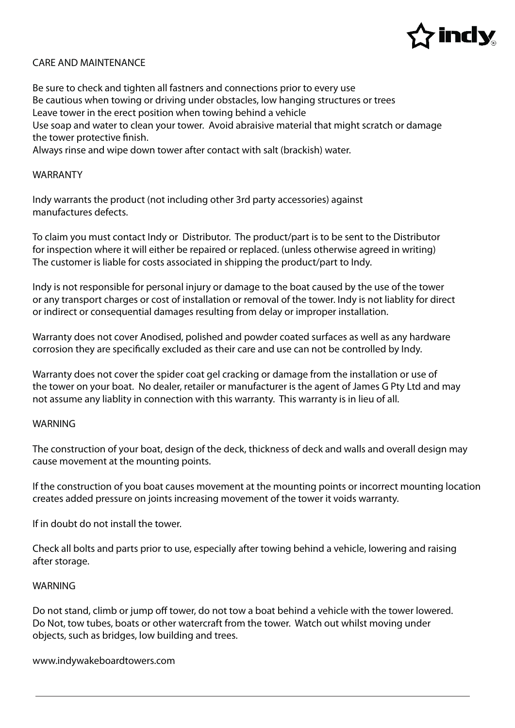## CARE AND MAINTENANCE

Be sure to check and tighten all fastners and connections prior to every use
Be cautious when towing or driving under obstacles, low hanging structures or trees
Leave tower in the erect position when towing behind a vehicle
Use soap and water to clean your tower. Avoid abraisive material that might scratch or damage the tower protective finish.
Always rinse and wipe down tower after contact with salt (brackish) water.

## WARRANTY

Indy warrants the product (not including other 3rd party accessories) against manufactures defects.

To claim you must contact Indy or Distributor. The product/part is to be sent to the Distributor for inspection where it will either be repaired or replaced. (unless otherwise agreed in writing) The customer is liable for costs associated in shipping the product/part to Indy.

Indy is not responsible for personal injury or damage to the boat caused by the use of the tower or any transport charges or cost of installation or removal of the tower. Indy is not liablity for direct or indirect or consequential damages resulting from delay or improper installation.

Warranty does not cover Anodised, polished and powder coated surfaces as well as any hardware corrosion they are specifically excluded as their care and use can not be controlled by Indy.

Warranty does not cover the spider coat gel cracking or damage from the installation or use of the tower on your boat. No dealer, retailer or manufacturer is the agent of James G Pty Ltd and may not assume any liablity in connection with this warranty. This warranty is in lieu of all.

## WARNING

The construction of your boat, design of the deck, thickness of deck and walls and overall design may cause movement at the mounting points.

If the construction of you boat causes movement at the mounting points or incorrect mounting location creates added pressure on joints increasing movement of the tower it voids warranty.

If in doubt do not install the tower.

Check all bolts and parts prior to use, especially after towing behind a vehicle, lowering and raising after storage.

## WARNING

Do not stand, climb or jump off tower, do not tow a boat behind a vehicle with the tower lowered. Do Not, tow tubes, boats or other watercraft from the tower. Watch out whilst moving under objects, such as bridges, low building and trees.

www.indywakeboardtowers.com